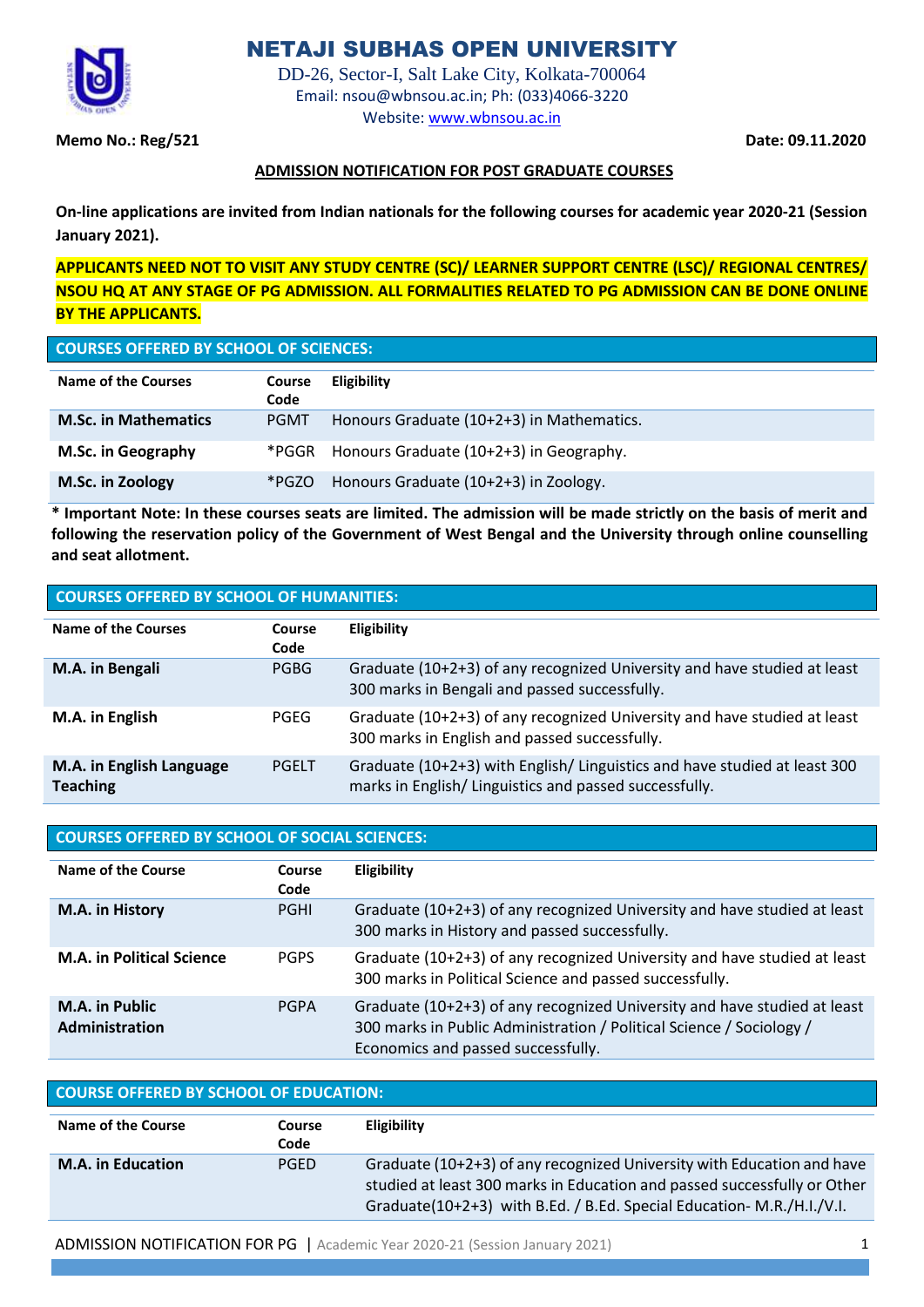# NETAJI SUBHAS OPEN UNIVERSITY

DD-26, Sector-I, Salt Lake City, Kolkata-700064
Email: nsou@wbnsou.ac.in; Ph: (033)4066-3220
Website: www.wbnsou.ac.in

**Memo No.: Reg/521** **Date: 09.11.2020**

## ADMISSION NOTIFICATION FOR POST GRADUATE COURSES

**On-line applications are invited from Indian nationals for the following courses for academic year 2020-21 (Session January 2021).**

**APPLICANTS NEED NOT TO VISIT ANY STUDY CENTRE (SC)/ LEARNER SUPPORT CENTRE (LSC)/ REGIONAL CENTRES/ NSOU HQ AT ANY STAGE OF PG ADMISSION. ALL FORMALITIES RELATED TO PG ADMISSION CAN BE DONE ONLINE BY THE APPLICANTS.**

### COURSES OFFERED BY SCHOOL OF SCIENCES:

| Name of the Courses | Course Code | Eligibility |
|---|---|---|
| **M.Sc. in Mathematics** | PGMT | Honours Graduate (10+2+3) in Mathematics. |
| **M.Sc. in Geography** | *PGGR | Honours Graduate (10+2+3) in Geography. |
| **M.Sc. in Zoology** | *PGZO | Honours Graduate (10+2+3) in Zoology. |

**\* Important Note: In these courses seats are limited. The admission will be made strictly on the basis of merit and following the reservation policy of the Government of West Bengal and the University through online counselling and seat allotment.**

### COURSES OFFERED BY SCHOOL OF HUMANITIES:

| Name of the Courses | Course Code | Eligibility |
|---|---|---|
| **M.A. in Bengali** | PGBG | Graduate (10+2+3) of any recognized University and have studied at least 300 marks in Bengali and passed successfully. |
| **M.A. in English** | PGEG | Graduate (10+2+3) of any recognized University and have studied at least 300 marks in English and passed successfully. |
| **M.A. in English Language Teaching** | PGELT | Graduate (10+2+3) with English/ Linguistics and have studied at least 300 marks in English/ Linguistics and passed successfully. |

### COURSES OFFERED BY SCHOOL OF SOCIAL SCIENCES:

| Name of the Course | Course Code | Eligibility |
|---|---|---|
| **M.A. in History** | PGHI | Graduate (10+2+3) of any recognized University and have studied at least 300 marks in History and passed successfully. |
| **M.A. in Political Science** | PGPS | Graduate (10+2+3) of any recognized University and have studied at least 300 marks in Political Science and passed successfully. |
| **M.A. in Public Administration** | PGPA | Graduate (10+2+3) of any recognized University and have studied at least 300 marks in Public Administration / Political Science / Sociology / Economics and passed successfully. |

### COURSE OFFERED BY SCHOOL OF EDUCATION:

| Name of the Course | Course Code | Eligibility |
|---|---|---|
| **M.A. in Education** | PGED | Graduate (10+2+3) of any recognized University with Education and have studied at least 300 marks in Education and passed successfully or Other Graduate(10+2+3) with B.Ed. / B.Ed. Special Education- M.R./H.I./V.I. |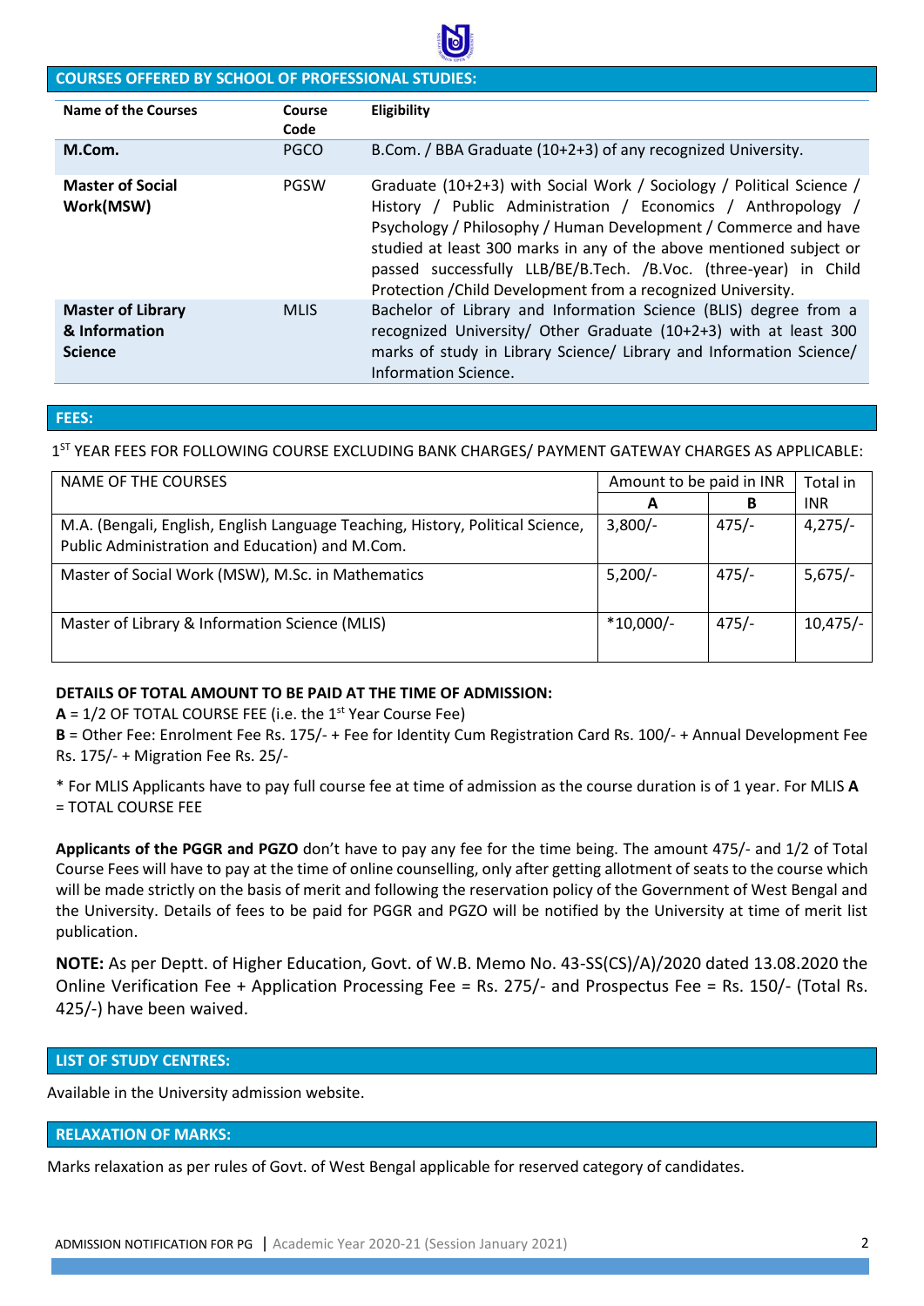## COURSES OFFERED BY SCHOOL OF PROFESSIONAL STUDIES:

| Name of the Courses | Course Code | Eligibility |
|---|---|---|
| **M.Com.** | PGCO | B.Com. / BBA Graduate (10+2+3) of any recognized University. |
| **Master of Social Work(MSW)** | PGSW | Graduate (10+2+3) with Social Work / Sociology / Political Science / History / Public Administration / Economics / Anthropology / Psychology / Philosophy / Human Development / Commerce and have studied at least 300 marks in any of the above mentioned subject or passed successfully LLB/BE/B.Tech. /B.Voc. (three-year) in Child Protection /Child Development from a recognized University. |
| **Master of Library & Information Science** | MLIS | Bachelor of Library and Information Science (BLIS) degree from a recognized University/ Other Graduate (10+2+3) with at least 300 marks of study in Library Science/ Library and Information Science/ Information Science. |

## FEES:

1ST YEAR FEES FOR FOLLOWING COURSE EXCLUDING BANK CHARGES/ PAYMENT GATEWAY CHARGES AS APPLICABLE:

| NAME OF THE COURSES | Amount to be paid in INR | | Total in INR |
|---|---|---|---|
| | A | B | |
| M.A. (Bengali, English, English Language Teaching, History, Political Science, Public Administration and Education) and M.Com. | 3,800/- | 475/- | 4,275/- |
| Master of Social Work (MSW), M.Sc. in Mathematics | 5,200/- | 475/- | 5,675/- |
| Master of Library & Information Science (MLIS) | *10,000/- | 475/- | 10,475/- |

**DETAILS OF TOTAL AMOUNT TO BE PAID AT THE TIME OF ADMISSION:**

**A** = 1/2 OF TOTAL COURSE FEE (i.e. the 1st Year Course Fee)

**B** = Other Fee: Enrolment Fee Rs. 175/- + Fee for Identity Cum Registration Card Rs. 100/- + Annual Development Fee Rs. 175/- + Migration Fee Rs. 25/-

* For MLIS Applicants have to pay full course fee at time of admission as the course duration is of 1 year. For MLIS **A** = TOTAL COURSE FEE

**Applicants of the PGGR and PGZO** don't have to pay any fee for the time being. The amount 475/- and 1/2 of Total Course Fees will have to pay at the time of online counselling, only after getting allotment of seats to the course which will be made strictly on the basis of merit and following the reservation policy of the Government of West Bengal and the University. Details of fees to be paid for PGGR and PGZO will be notified by the University at time of merit list publication.

**NOTE:** As per Deptt. of Higher Education, Govt. of W.B. Memo No. 43-SS(CS)/A)/2020 dated 13.08.2020 the Online Verification Fee + Application Processing Fee = Rs. 275/- and Prospectus Fee = Rs. 150/- (Total Rs. 425/-) have been waived.

## LIST OF STUDY CENTRES:

Available in the University admission website.

## RELAXATION OF MARKS:

Marks relaxation as per rules of Govt. of West Bengal applicable for reserved category of candidates.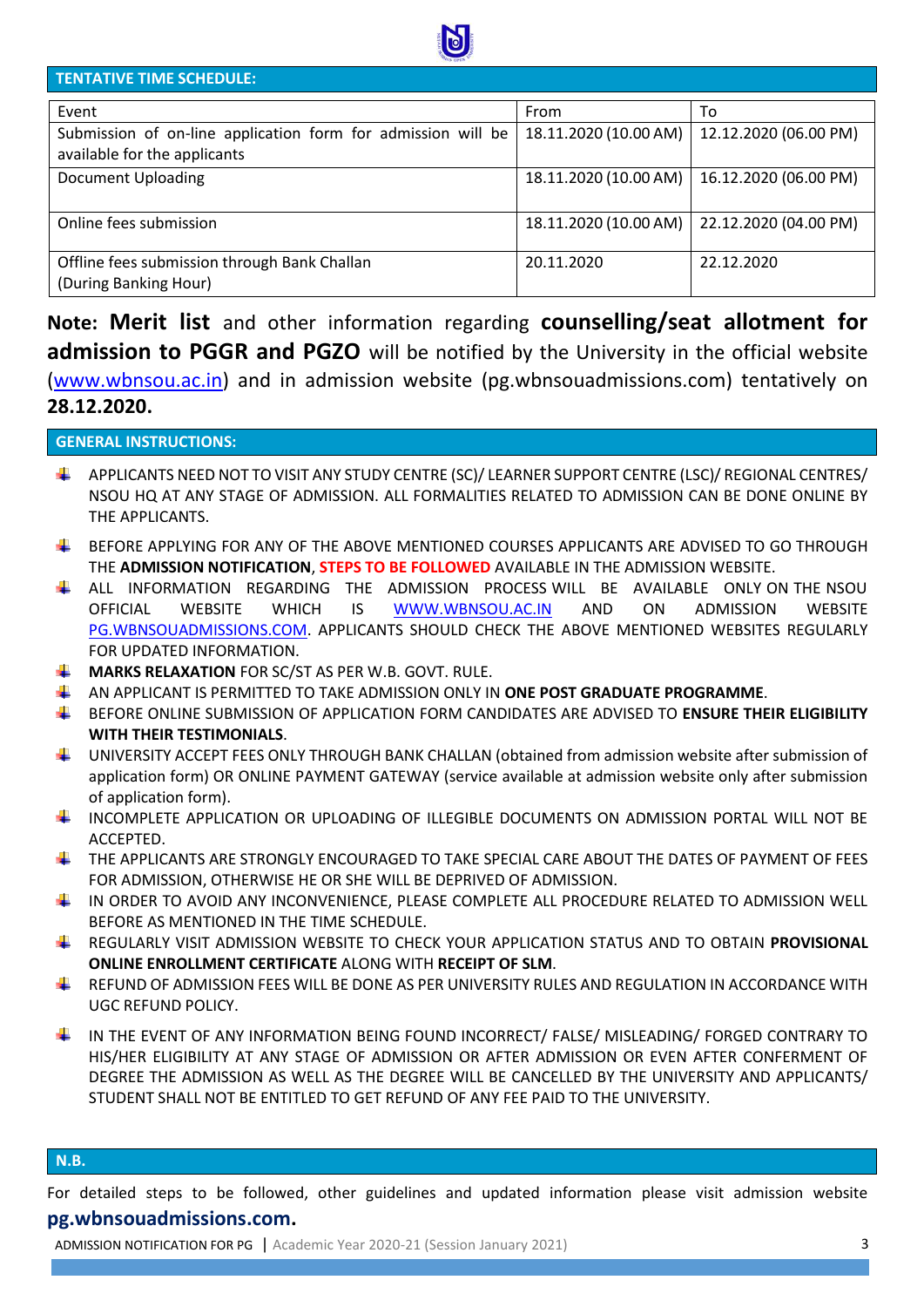## TENTATIVE TIME SCHEDULE:

| Event | From | To |
|---|---|---|
| Submission of on-line application form for admission will be available for the applicants | 18.11.2020 (10.00 AM) | 12.12.2020 (06.00 PM) |
| Document Uploading | 18.11.2020 (10.00 AM) | 16.12.2020 (06.00 PM) |
| Online fees submission | 18.11.2020 (10.00 AM) | 22.12.2020 (04.00 PM) |
| Offline fees submission through Bank Challan (During Banking Hour) | 20.11.2020 | 22.12.2020 |

**Note: Merit list** and other information regarding **counselling/seat allotment for admission to PGGR and PGZO** will be notified by the University in the official website (www.wbnsou.ac.in) and in admission website (pg.wbnsouadmissions.com) tentatively on **28.12.2020.**

## GENERAL INSTRUCTIONS:

- APPLICANTS NEED NOT TO VISIT ANY STUDY CENTRE (SC)/ LEARNER SUPPORT CENTRE (LSC)/ REGIONAL CENTRES/ NSOU HQ AT ANY STAGE OF ADMISSION. ALL FORMALITIES RELATED TO ADMISSION CAN BE DONE ONLINE BY THE APPLICANTS.
- BEFORE APPLYING FOR ANY OF THE ABOVE MENTIONED COURSES APPLICANTS ARE ADVISED TO GO THROUGH THE **ADMISSION NOTIFICATION**, **STEPS TO BE FOLLOWED** AVAILABLE IN THE ADMISSION WEBSITE.
- ALL INFORMATION REGARDING THE ADMISSION PROCESS WILL BE AVAILABLE ONLY ON THE NSOU OFFICIAL WEBSITE WHICH IS WWW.WBNSOU.AC.IN AND ON ADMISSION WEBSITE PG.WBNSOUADMISSIONS.COM. APPLICANTS SHOULD CHECK THE ABOVE MENTIONED WEBSITES REGULARLY FOR UPDATED INFORMATION.
- **MARKS RELAXATION** FOR SC/ST AS PER W.B. GOVT. RULE.
- AN APPLICANT IS PERMITTED TO TAKE ADMISSION ONLY IN **ONE POST GRADUATE PROGRAMME**.
- BEFORE ONLINE SUBMISSION OF APPLICATION FORM CANDIDATES ARE ADVISED TO **ENSURE THEIR ELIGIBILITY WITH THEIR TESTIMONIALS**.
- UNIVERSITY ACCEPT FEES ONLY THROUGH BANK CHALLAN (obtained from admission website after submission of application form) OR ONLINE PAYMENT GATEWAY (service available at admission website only after submission of application form).
- INCOMPLETE APPLICATION OR UPLOADING OF ILLEGIBLE DOCUMENTS ON ADMISSION PORTAL WILL NOT BE ACCEPTED.
- THE APPLICANTS ARE STRONGLY ENCOURAGED TO TAKE SPECIAL CARE ABOUT THE DATES OF PAYMENT OF FEES FOR ADMISSION, OTHERWISE HE OR SHE WILL BE DEPRIVED OF ADMISSION.
- IN ORDER TO AVOID ANY INCONVENIENCE, PLEASE COMPLETE ALL PROCEDURE RELATED TO ADMISSION WELL BEFORE AS MENTIONED IN THE TIME SCHEDULE.
- REGULARLY VISIT ADMISSION WEBSITE TO CHECK YOUR APPLICATION STATUS AND TO OBTAIN **PROVISIONAL ONLINE ENROLLMENT CERTIFICATE** ALONG WITH **RECEIPT OF SLM**.
- REFUND OF ADMISSION FEES WILL BE DONE AS PER UNIVERSITY RULES AND REGULATION IN ACCORDANCE WITH UGC REFUND POLICY.
- IN THE EVENT OF ANY INFORMATION BEING FOUND INCORRECT/ FALSE/ MISLEADING/ FORGED CONTRARY TO HIS/HER ELIGIBILITY AT ANY STAGE OF ADMISSION OR AFTER ADMISSION OR EVEN AFTER CONFERMENT OF DEGREE THE ADMISSION AS WELL AS THE DEGREE WILL BE CANCELLED BY THE UNIVERSITY AND APPLICANTS/ STUDENT SHALL NOT BE ENTITLED TO GET REFUND OF ANY FEE PAID TO THE UNIVERSITY.

## N.B.

For detailed steps to be followed, other guidelines and updated information please visit admission website **pg.wbnsouadmissions.com.**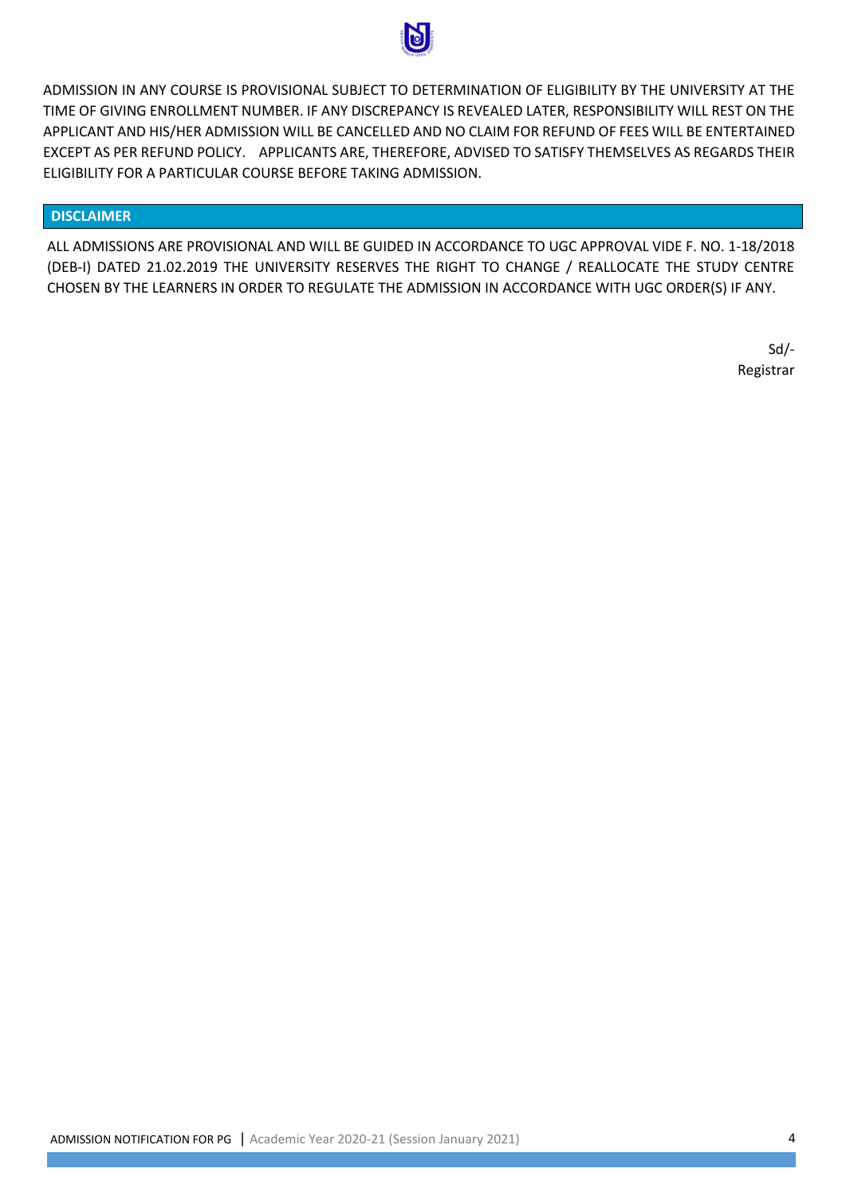ADMISSION IN ANY COURSE IS PROVISIONAL SUBJECT TO DETERMINATION OF ELIGIBILITY BY THE UNIVERSITY AT THE TIME OF GIVING ENROLLMENT NUMBER. IF ANY DISCREPANCY IS REVEALED LATER, RESPONSIBILITY WILL REST ON THE APPLICANT AND HIS/HER ADMISSION WILL BE CANCELLED AND NO CLAIM FOR REFUND OF FEES WILL BE ENTERTAINED EXCEPT AS PER REFUND POLICY. APPLICANTS ARE, THEREFORE, ADVISED TO SATISFY THEMSELVES AS REGARDS THEIR ELIGIBILITY FOR A PARTICULAR COURSE BEFORE TAKING ADMISSION.

## DISCLAIMER

ALL ADMISSIONS ARE PROVISIONAL AND WILL BE GUIDED IN ACCORDANCE TO UGC APPROVAL VIDE F. NO. 1-18/2018 (DEB-I) DATED 21.02.2019 THE UNIVERSITY RESERVES THE RIGHT TO CHANGE / REALLOCATE THE STUDY CENTRE CHOSEN BY THE LEARNERS IN ORDER TO REGULATE THE ADMISSION IN ACCORDANCE WITH UGC ORDER(S) IF ANY.

Sd/-
Registrar